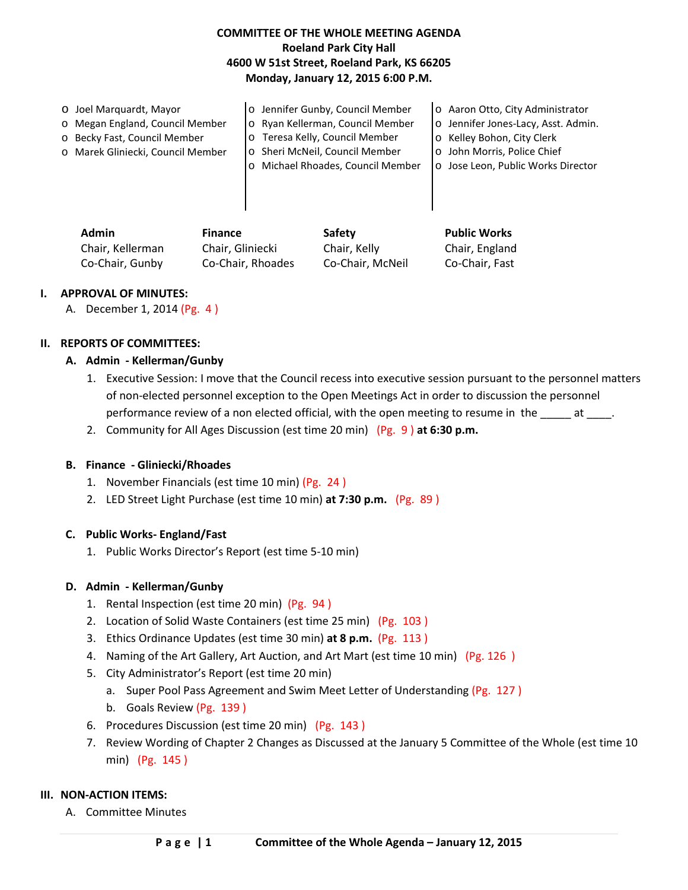# COMMITTEE OF THE WHOLE MEETING AGENDA
**Roeland Park City Hall**
**4600 W 51st Street, Roeland Park, KS 66205**
**Monday, January 12, 2015 6:00 P.M.**

- o Joel Marquardt, Mayor
- o Megan England, Council Member
- o Becky Fast, Council Member
- o Marek Gliniecki, Council Member
- o Jennifer Gunby, Council Member
- o Ryan Kellerman, Council Member
- o Teresa Kelly, Council Member
- o Sheri McNeil, Council Member
- o Michael Rhoades, Council Member
- o Aaron Otto, City Administrator
- o Jennifer Jones-Lacy, Asst. Admin.
- o Kelley Bohon, City Clerk
- o John Morris, Police Chief
- o Jose Leon, Public Works Director

| **Admin** | **Finance** | **Safety** | **Public Works** |
|---|---|---|---|
| Chair, Kellerman | Chair, Gliniecki | Chair, Kelly | Chair, England |
| Co-Chair, Gunby | Co-Chair, Rhoades | Co-Chair, McNeil | Co-Chair, Fast |

## I. APPROVAL OF MINUTES:

A. December 1, 2014 (Pg. 4 )

## II. REPORTS OF COMMITTEES:

### A. Admin - Kellerman/Gunby

1. Executive Session: I move that the Council recess into executive session pursuant to the personnel matters of non-elected personnel exception to the Open Meetings Act in order to discussion the personnel performance review of a non elected official, with the open meeting to resume in the _____ at ____.
2. Community for All Ages Discussion (est time 20 min) (Pg. 9 ) **at 6:30 p.m.**

### B. Finance - Gliniecki/Rhoades

1. November Financials (est time 10 min) (Pg. 24 )
2. LED Street Light Purchase (est time 10 min) **at 7:30 p.m.** (Pg. 89 )

### C. Public Works- England/Fast

1. Public Works Director's Report (est time 5-10 min)

### D. Admin - Kellerman/Gunby

1. Rental Inspection (est time 20 min) (Pg. 94 )
2. Location of Solid Waste Containers (est time 25 min) (Pg. 103 )
3. Ethics Ordinance Updates (est time 30 min) **at 8 p.m.** (Pg. 113 )
4. Naming of the Art Gallery, Art Auction, and Art Mart (est time 10 min) (Pg. 126 )
5. City Administrator's Report (est time 20 min)
   a. Super Pool Pass Agreement and Swim Meet Letter of Understanding (Pg. 127 )
   b. Goals Review (Pg. 139 )
6. Procedures Discussion (est time 20 min) (Pg. 143 )
7. Review Wording of Chapter 2 Changes as Discussed at the January 5 Committee of the Whole (est time 10 min) (Pg. 145 )

## III. NON-ACTION ITEMS:

A. Committee Minutes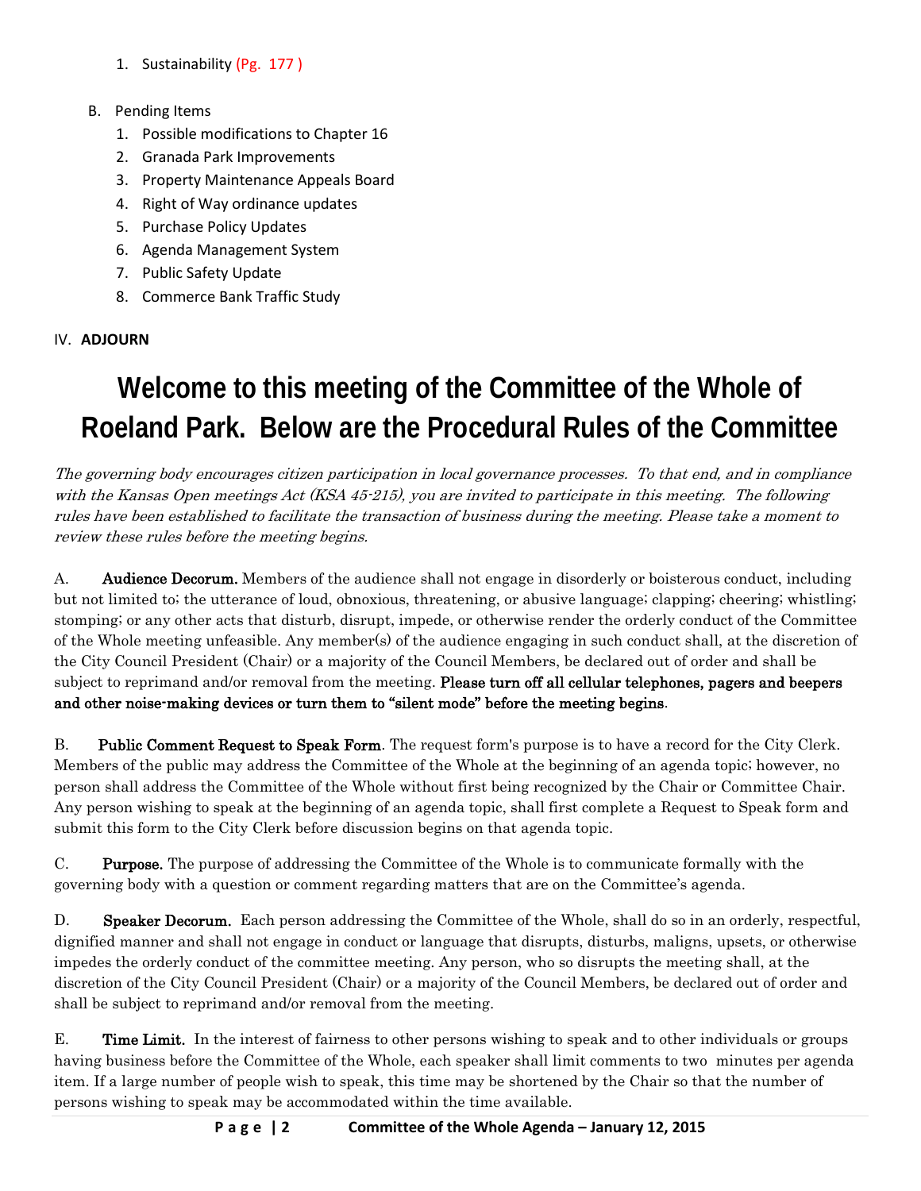1. Sustainability (Pg. 177 )

B. Pending Items

1. Possible modifications to Chapter 16
2. Granada Park Improvements
3. Property Maintenance Appeals Board
4. Right of Way ordinance updates
5. Purchase Policy Updates
6. Agenda Management System
7. Public Safety Update
8. Commerce Bank Traffic Study

IV. **ADJOURN**

# Welcome to this meeting of the Committee of the Whole of Roeland Park. Below are the Procedural Rules of the Committee

*The governing body encourages citizen participation in local governance processes. To that end, and in compliance with the Kansas Open meetings Act (KSA 45-215), you are invited to participate in this meeting. The following rules have been established to facilitate the transaction of business during the meeting. Please take a moment to review these rules before the meeting begins.*

A. **Audience Decorum.** Members of the audience shall not engage in disorderly or boisterous conduct, including but not limited to; the utterance of loud, obnoxious, threatening, or abusive language; clapping; cheering; whistling; stomping; or any other acts that disturb, disrupt, impede, or otherwise render the orderly conduct of the Committee of the Whole meeting unfeasible. Any member(s) of the audience engaging in such conduct shall, at the discretion of the City Council President (Chair) or a majority of the Council Members, be declared out of order and shall be subject to reprimand and/or removal from the meeting. **Please turn off all cellular telephones, pagers and beepers and other noise-making devices or turn them to "silent mode" before the meeting begins**.

B. **Public Comment Request to Speak Form**. The request form's purpose is to have a record for the City Clerk. Members of the public may address the Committee of the Whole at the beginning of an agenda topic; however, no person shall address the Committee of the Whole without first being recognized by the Chair or Committee Chair. Any person wishing to speak at the beginning of an agenda topic, shall first complete a Request to Speak form and submit this form to the City Clerk before discussion begins on that agenda topic.

C. **Purpose.** The purpose of addressing the Committee of the Whole is to communicate formally with the governing body with a question or comment regarding matters that are on the Committee's agenda.

D. **Speaker Decorum.** Each person addressing the Committee of the Whole, shall do so in an orderly, respectful, dignified manner and shall not engage in conduct or language that disrupts, disturbs, maligns, upsets, or otherwise impedes the orderly conduct of the committee meeting. Any person, who so disrupts the meeting shall, at the discretion of the City Council President (Chair) or a majority of the Council Members, be declared out of order and shall be subject to reprimand and/or removal from the meeting.

E. **Time Limit.** In the interest of fairness to other persons wishing to speak and to other individuals or groups having business before the Committee of the Whole, each speaker shall limit comments to two minutes per agenda item. If a large number of people wish to speak, this time may be shortened by the Chair so that the number of persons wishing to speak may be accommodated within the time available.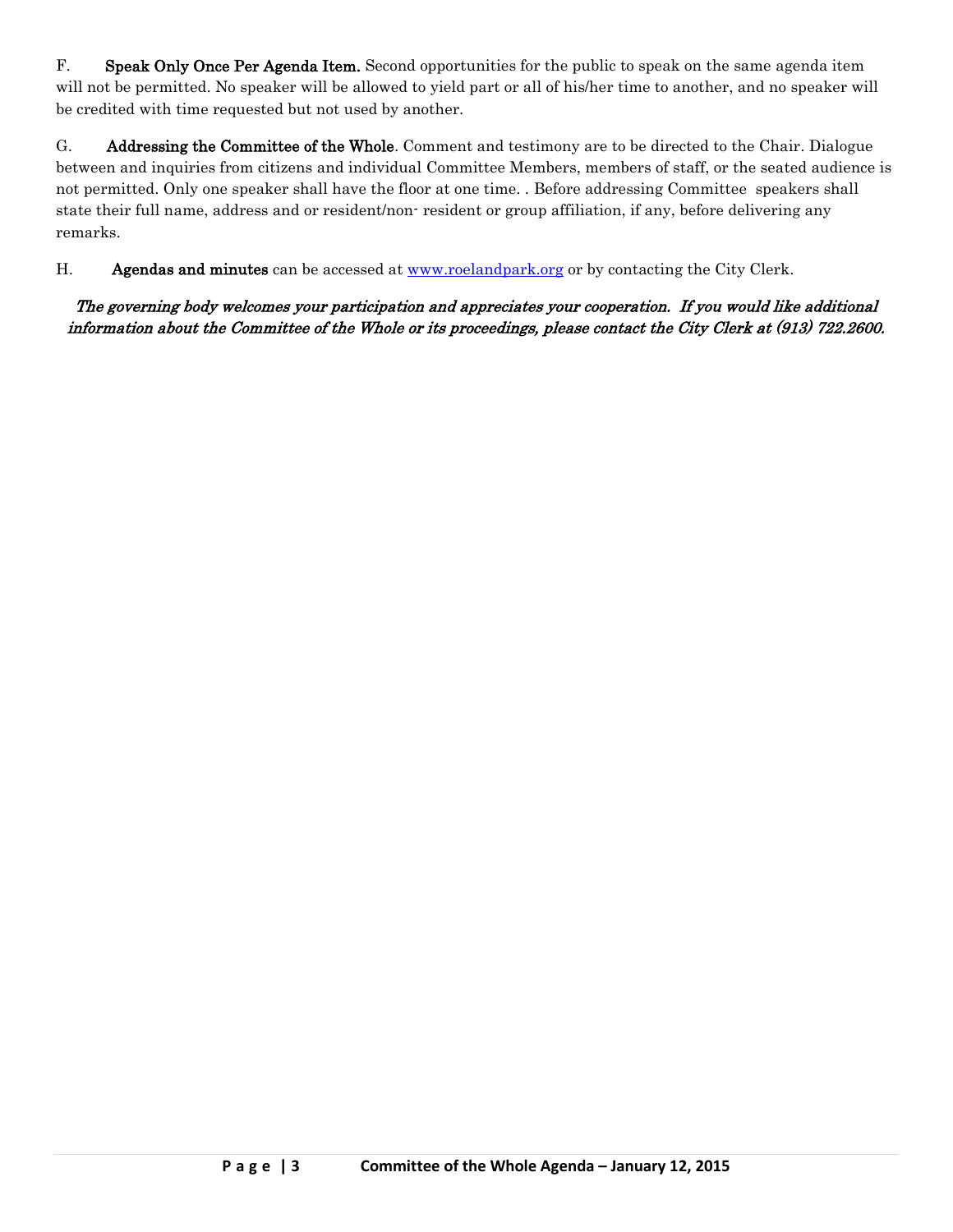F. **Speak Only Once Per Agenda Item.** Second opportunities for the public to speak on the same agenda item will not be permitted. No speaker will be allowed to yield part or all of his/her time to another, and no speaker will be credited with time requested but not used by another.

G. **Addressing the Committee of the Whole**. Comment and testimony are to be directed to the Chair. Dialogue between and inquiries from citizens and individual Committee Members, members of staff, or the seated audience is not permitted. Only one speaker shall have the floor at one time. . Before addressing Committee speakers shall state their full name, address and or resident/non- resident or group affiliation, if any, before delivering any remarks.

H. **Agendas and minutes** can be accessed at www.roelandpark.org or by contacting the City Clerk.

***The governing body welcomes your participation and appreciates your cooperation. If you would like additional information about the Committee of the Whole or its proceedings, please contact the City Clerk at (913) 722.2600.***